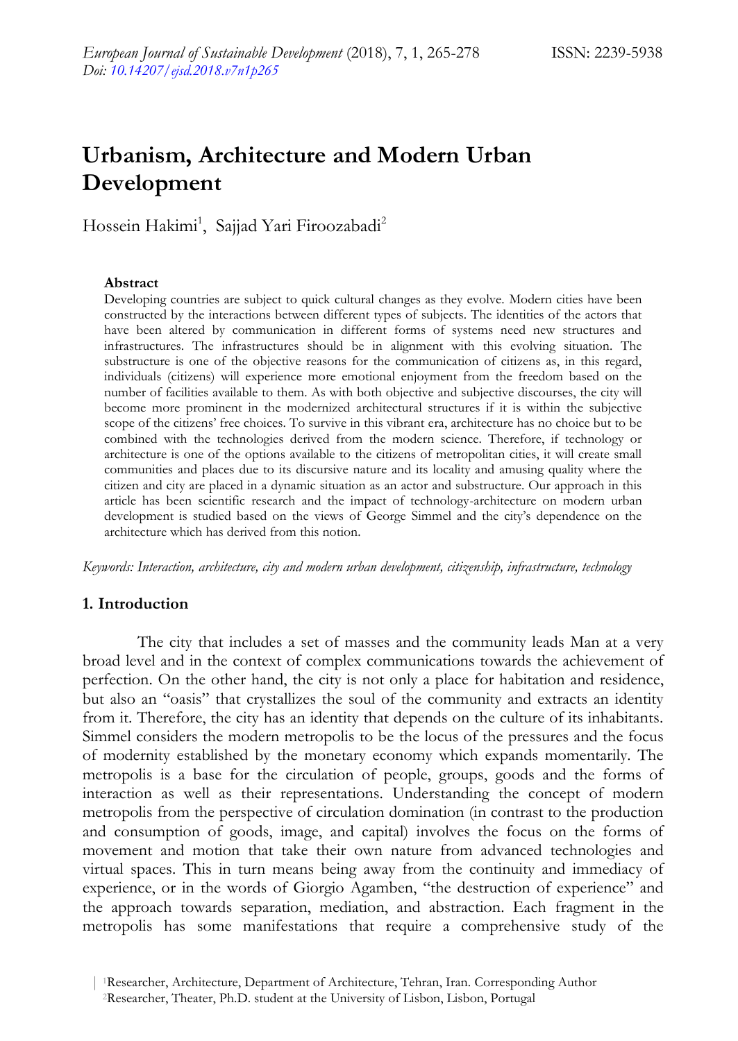# Urbanism, Architecture and Modern Urban Development

Hossein Hakimi[1], Sajjad Yari Firoozabadi[2]

### Abstract

Developing countries are subject to quick cultural changes as they evolve. Modern cities have been constructed by the interactions between different types of subjects. The identities of the actors that have been altered by communication in different forms of systems need new structures and infrastructures. The infrastructures should be in alignment with this evolving situation. The substructure is one of the objective reasons for the communication of citizens as, in this regard, individuals (citizens) will experience more emotional enjoyment from the freedom based on the number of facilities available to them. As with both objective and subjective discourses, the city will become more prominent in the modernized architectural structures if it is within the subjective scope of the citizens' free choices. To survive in this vibrant era, architecture has no choice but to be combined with the technologies derived from the modern science. Therefore, if technology or architecture is one of the options available to the citizens of metropolitan cities, it will create small communities and places due to its discursive nature and its locality and amusing quality where the citizen and city are placed in a dynamic situation as an actor and substructure. Our approach in this article has been scientific research and the impact of technology-architecture on modern urban development is studied based on the views of George Simmel and the city's dependence on the architecture which has derived from this notion.

*Keywords: Interaction, architecture, city and modern urban development, citizenship, infrastructure, technology*

## 1. Introduction

The city that includes a set of masses and the community leads Man at a very broad level and in the context of complex communications towards the achievement of perfection. On the other hand, the city is not only a place for habitation and residence, but also an "oasis" that crystallizes the soul of the community and extracts an identity from it. Therefore, the city has an identity that depends on the culture of its inhabitants. Simmel considers the modern metropolis to be the locus of the pressures and the focus of modernity established by the monetary economy which expands momentarily. The metropolis is a base for the circulation of people, groups, goods and the forms of interaction as well as their representations. Understanding the concept of modern metropolis from the perspective of circulation domination (in contrast to the production and consumption of goods, image, and capital) involves the focus on the forms of movement and motion that take their own nature from advanced technologies and virtual spaces. This in turn means being away from the continuity and immediacy of experience, or in the words of Giorgio Agamben, "the destruction of experience" and the approach towards separation, mediation, and abstraction. Each fragment in the metropolis has some manifestations that require a comprehensive study of the

[1]Researcher, Architecture, Department of Architecture, Tehran, Iran. Corresponding Author

[2]Researcher, Theater, Ph.D. student at the University of Lisbon, Lisbon, Portugal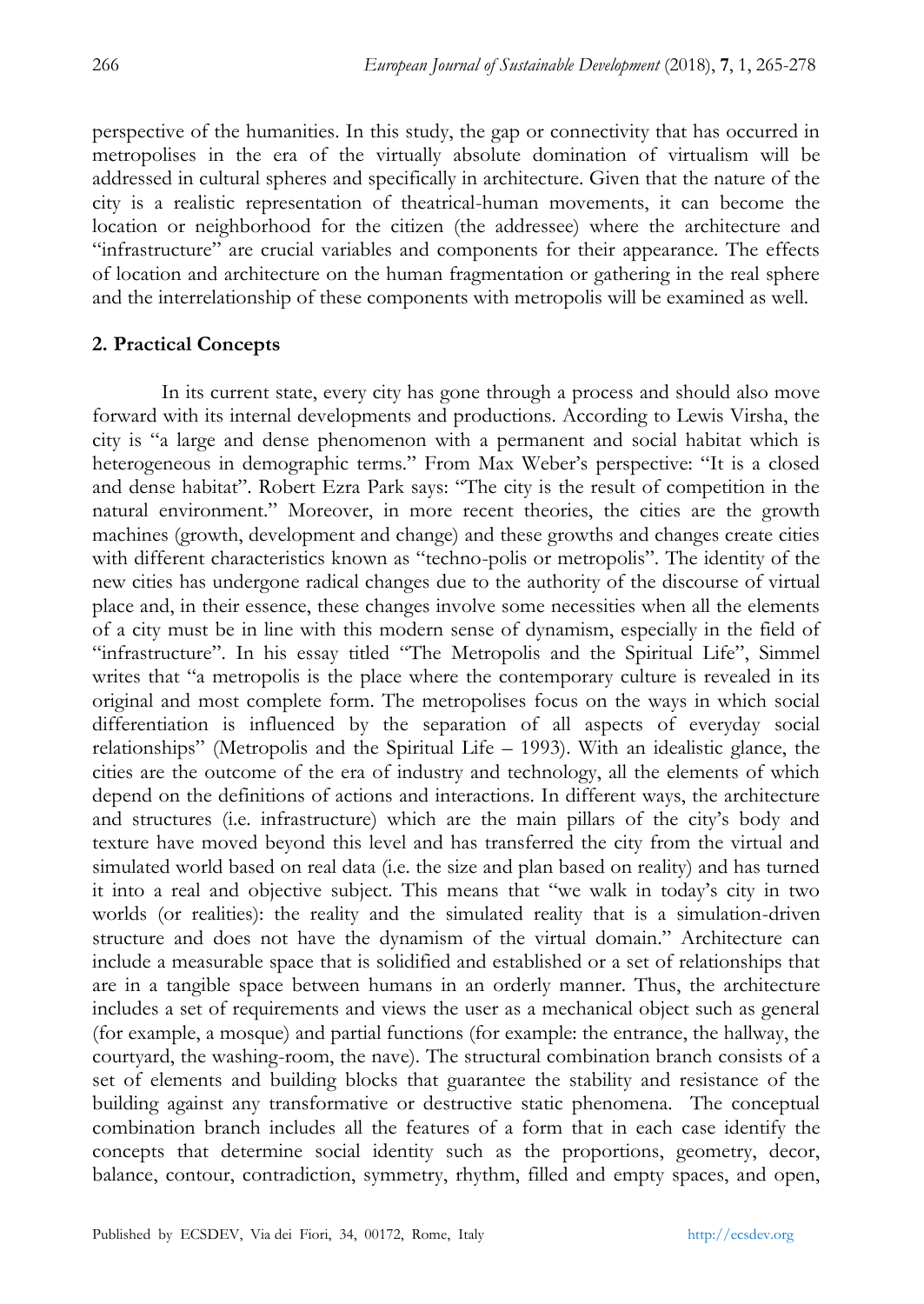perspective of the humanities. In this study, the gap or connectivity that has occurred in metropolises in the era of the virtually absolute domination of virtualism will be addressed in cultural spheres and specifically in architecture. Given that the nature of the city is a realistic representation of theatrical-human movements, it can become the location or neighborhood for the citizen (the addressee) where the architecture and "infrastructure" are crucial variables and components for their appearance. The effects of location and architecture on the human fragmentation or gathering in the real sphere and the interrelationship of these components with metropolis will be examined as well.

## 2. Practical Concepts

In its current state, every city has gone through a process and should also move forward with its internal developments and productions. According to Lewis Virsha, the city is "a large and dense phenomenon with a permanent and social habitat which is heterogeneous in demographic terms." From Max Weber's perspective: "It is a closed and dense habitat". Robert Ezra Park says: "The city is the result of competition in the natural environment." Moreover, in more recent theories, the cities are the growth machines (growth, development and change) and these growths and changes create cities with different characteristics known as "techno-polis or metropolis". The identity of the new cities has undergone radical changes due to the authority of the discourse of virtual place and, in their essence, these changes involve some necessities when all the elements of a city must be in line with this modern sense of dynamism, especially in the field of "infrastructure". In his essay titled "The Metropolis and the Spiritual Life", Simmel writes that "a metropolis is the place where the contemporary culture is revealed in its original and most complete form. The metropolises focus on the ways in which social differentiation is influenced by the separation of all aspects of everyday social relationships" (Metropolis and the Spiritual Life – 1993). With an idealistic glance, the cities are the outcome of the era of industry and technology, all the elements of which depend on the definitions of actions and interactions. In different ways, the architecture and structures (i.e. infrastructure) which are the main pillars of the city's body and texture have moved beyond this level and has transferred the city from the virtual and simulated world based on real data (i.e. the size and plan based on reality) and has turned it into a real and objective subject. This means that "we walk in today's city in two worlds (or realities): the reality and the simulated reality that is a simulation-driven structure and does not have the dynamism of the virtual domain." Architecture can include a measurable space that is solidified and established or a set of relationships that are in a tangible space between humans in an orderly manner. Thus, the architecture includes a set of requirements and views the user as a mechanical object such as general (for example, a mosque) and partial functions (for example: the entrance, the hallway, the courtyard, the washing-room, the nave). The structural combination branch consists of a set of elements and building blocks that guarantee the stability and resistance of the building against any transformative or destructive static phenomena. The conceptual combination branch includes all the features of a form that in each case identify the concepts that determine social identity such as the proportions, geometry, decor, balance, contour, contradiction, symmetry, rhythm, filled and empty spaces, and open,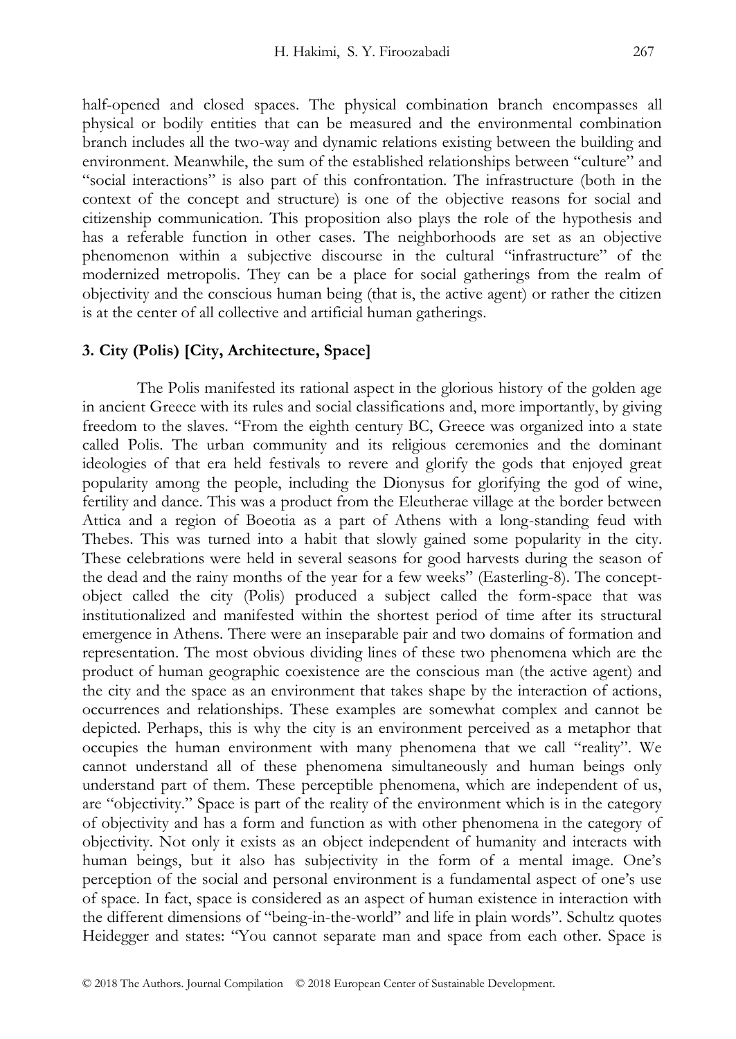half-opened and closed spaces. The physical combination branch encompasses all physical or bodily entities that can be measured and the environmental combination branch includes all the two-way and dynamic relations existing between the building and environment. Meanwhile, the sum of the established relationships between "culture" and "social interactions" is also part of this confrontation. The infrastructure (both in the context of the concept and structure) is one of the objective reasons for social and citizenship communication. This proposition also plays the role of the hypothesis and has a referable function in other cases. The neighborhoods are set as an objective phenomenon within a subjective discourse in the cultural "infrastructure" of the modernized metropolis. They can be a place for social gatherings from the realm of objectivity and the conscious human being (that is, the active agent) or rather the citizen is at the center of all collective and artificial human gatherings.

## 3. City (Polis) [City, Architecture, Space]

The Polis manifested its rational aspect in the glorious history of the golden age in ancient Greece with its rules and social classifications and, more importantly, by giving freedom to the slaves. "From the eighth century BC, Greece was organized into a state called Polis. The urban community and its religious ceremonies and the dominant ideologies of that era held festivals to revere and glorify the gods that enjoyed great popularity among the people, including the Dionysus for glorifying the god of wine, fertility and dance. This was a product from the Eleutherae village at the border between Attica and a region of Boeotia as a part of Athens with a long-standing feud with Thebes. This was turned into a habit that slowly gained some popularity in the city. These celebrations were held in several seasons for good harvests during the season of the dead and the rainy months of the year for a few weeks" (Easterling-8). The concept-object called the city (Polis) produced a subject called the form-space that was institutionalized and manifested within the shortest period of time after its structural emergence in Athens. There were an inseparable pair and two domains of formation and representation. The most obvious dividing lines of these two phenomena which are the product of human geographic coexistence are the conscious man (the active agent) and the city and the space as an environment that takes shape by the interaction of actions, occurrences and relationships. These examples are somewhat complex and cannot be depicted. Perhaps, this is why the city is an environment perceived as a metaphor that occupies the human environment with many phenomena that we call "reality". We cannot understand all of these phenomena simultaneously and human beings only understand part of them. These perceptible phenomena, which are independent of us, are "objectivity." Space is part of the reality of the environment which is in the category of objectivity and has a form and function as with other phenomena in the category of objectivity. Not only it exists as an object independent of humanity and interacts with human beings, but it also has subjectivity in the form of a mental image. One's perception of the social and personal environment is a fundamental aspect of one's use of space. In fact, space is considered as an aspect of human existence in interaction with the different dimensions of "being-in-the-world" and life in plain words". Schultz quotes Heidegger and states: "You cannot separate man and space from each other. Space is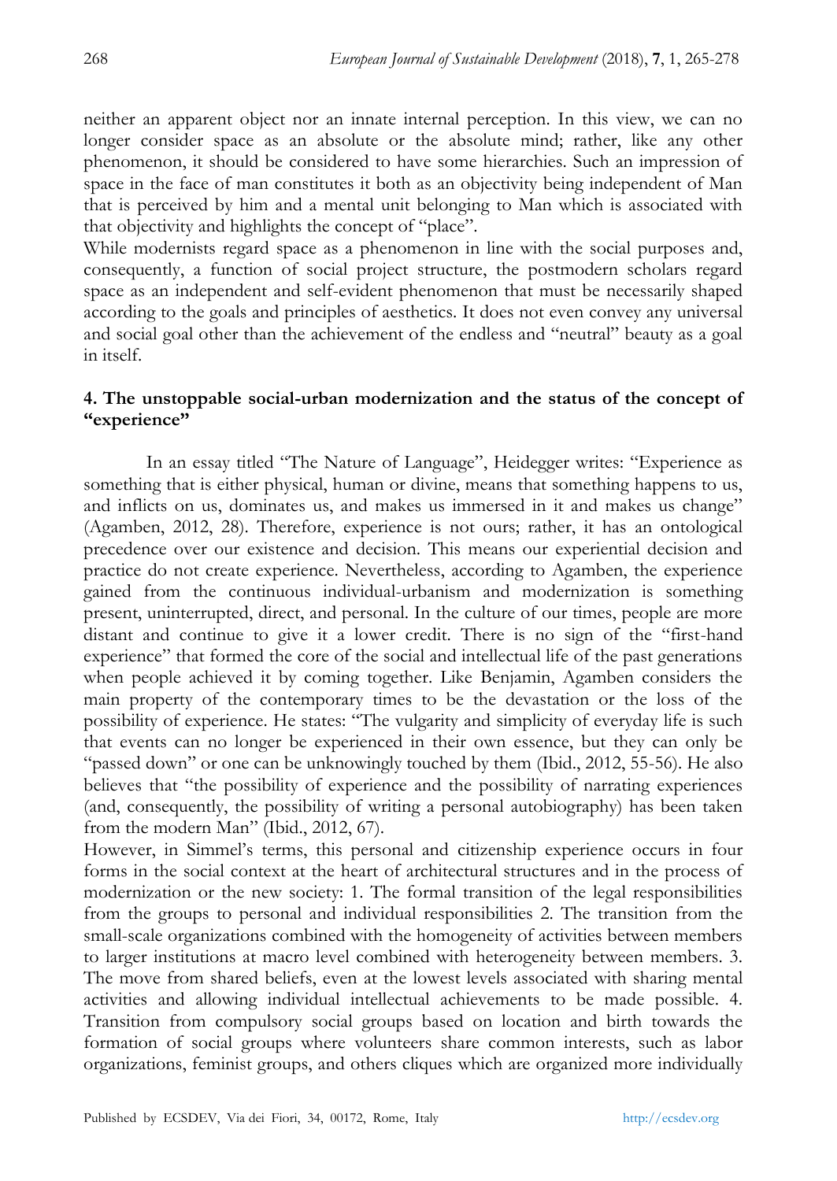neither an apparent object nor an innate internal perception. In this view, we can no longer consider space as an absolute or the absolute mind; rather, like any other phenomenon, it should be considered to have some hierarchies. Such an impression of space in the face of man constitutes it both as an objectivity being independent of Man that is perceived by him and a mental unit belonging to Man which is associated with that objectivity and highlights the concept of "place".

While modernists regard space as a phenomenon in line with the social purposes and, consequently, a function of social project structure, the postmodern scholars regard space as an independent and self-evident phenomenon that must be necessarily shaped according to the goals and principles of aesthetics. It does not even convey any universal and social goal other than the achievement of the endless and "neutral" beauty as a goal in itself.

## 4. The unstoppable social-urban modernization and the status of the concept of "experience"

In an essay titled "The Nature of Language", Heidegger writes: "Experience as something that is either physical, human or divine, means that something happens to us, and inflicts on us, dominates us, and makes us immersed in it and makes us change" (Agamben, 2012, 28). Therefore, experience is not ours; rather, it has an ontological precedence over our existence and decision. This means our experiential decision and practice do not create experience. Nevertheless, according to Agamben, the experience gained from the continuous individual-urbanism and modernization is something present, uninterrupted, direct, and personal. In the culture of our times, people are more distant and continue to give it a lower credit. There is no sign of the "first-hand experience" that formed the core of the social and intellectual life of the past generations when people achieved it by coming together. Like Benjamin, Agamben considers the main property of the contemporary times to be the devastation or the loss of the possibility of experience. He states: "The vulgarity and simplicity of everyday life is such that events can no longer be experienced in their own essence, but they can only be "passed down" or one can be unknowingly touched by them (Ibid., 2012, 55-56). He also believes that "the possibility of experience and the possibility of narrating experiences (and, consequently, the possibility of writing a personal autobiography) has been taken from the modern Man" (Ibid., 2012, 67).

However, in Simmel's terms, this personal and citizenship experience occurs in four forms in the social context at the heart of architectural structures and in the process of modernization or the new society: 1. The formal transition of the legal responsibilities from the groups to personal and individual responsibilities 2. The transition from the small-scale organizations combined with the homogeneity of activities between members to larger institutions at macro level combined with heterogeneity between members. 3. The move from shared beliefs, even at the lowest levels associated with sharing mental activities and allowing individual intellectual achievements to be made possible. 4. Transition from compulsory social groups based on location and birth towards the formation of social groups where volunteers share common interests, such as labor organizations, feminist groups, and others cliques which are organized more individually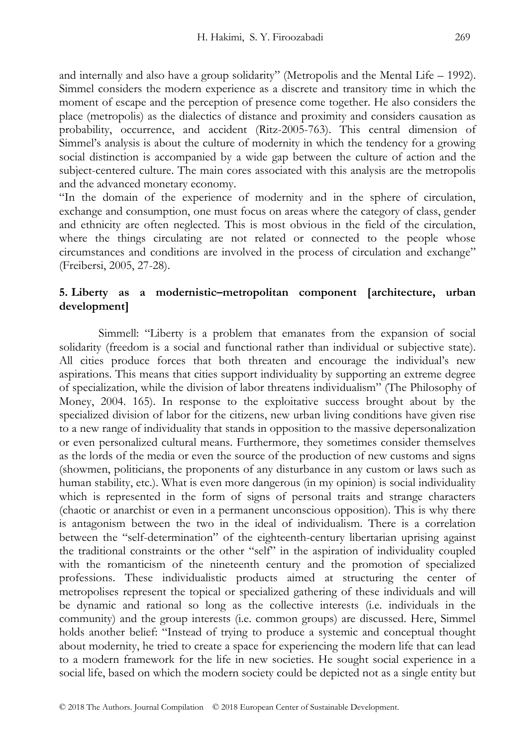and internally and also have a group solidarity" (Metropolis and the Mental Life – 1992). Simmel considers the modern experience as a discrete and transitory time in which the moment of escape and the perception of presence come together. He also considers the place (metropolis) as the dialectics of distance and proximity and considers causation as probability, occurrence, and accident (Ritz-2005-763). This central dimension of Simmel's analysis is about the culture of modernity in which the tendency for a growing social distinction is accompanied by a wide gap between the culture of action and the subject-centered culture. The main cores associated with this analysis are the metropolis and the advanced monetary economy.

"In the domain of the experience of modernity and in the sphere of circulation, exchange and consumption, one must focus on areas where the category of class, gender and ethnicity are often neglected. This is most obvious in the field of the circulation, where the things circulating are not related or connected to the people whose circumstances and conditions are involved in the process of circulation and exchange" (Freibersi, 2005, 27-28).

## 5. Liberty as a modernistic–metropolitan component [architecture, urban development]

Simmell: "Liberty is a problem that emanates from the expansion of social solidarity (freedom is a social and functional rather than individual or subjective state). All cities produce forces that both threaten and encourage the individual's new aspirations. This means that cities support individuality by supporting an extreme degree of specialization, while the division of labor threatens individualism" (The Philosophy of Money, 2004. 165). In response to the exploitative success brought about by the specialized division of labor for the citizens, new urban living conditions have given rise to a new range of individuality that stands in opposition to the massive depersonalization or even personalized cultural means. Furthermore, they sometimes consider themselves as the lords of the media or even the source of the production of new customs and signs (showmen, politicians, the proponents of any disturbance in any custom or laws such as human stability, etc.). What is even more dangerous (in my opinion) is social individuality which is represented in the form of signs of personal traits and strange characters (chaotic or anarchist or even in a permanent unconscious opposition). This is why there is antagonism between the two in the ideal of individualism. There is a correlation between the "self-determination" of the eighteenth-century libertarian uprising against the traditional constraints or the other "self" in the aspiration of individuality coupled with the romanticism of the nineteenth century and the promotion of specialized professions. These individualistic products aimed at structuring the center of metropolises represent the topical or specialized gathering of these individuals and will be dynamic and rational so long as the collective interests (i.e. individuals in the community) and the group interests (i.e. common groups) are discussed. Here, Simmel holds another belief: "Instead of trying to produce a systemic and conceptual thought about modernity, he tried to create a space for experiencing the modern life that can lead to a modern framework for the life in new societies. He sought social experience in a social life, based on which the modern society could be depicted not as a single entity but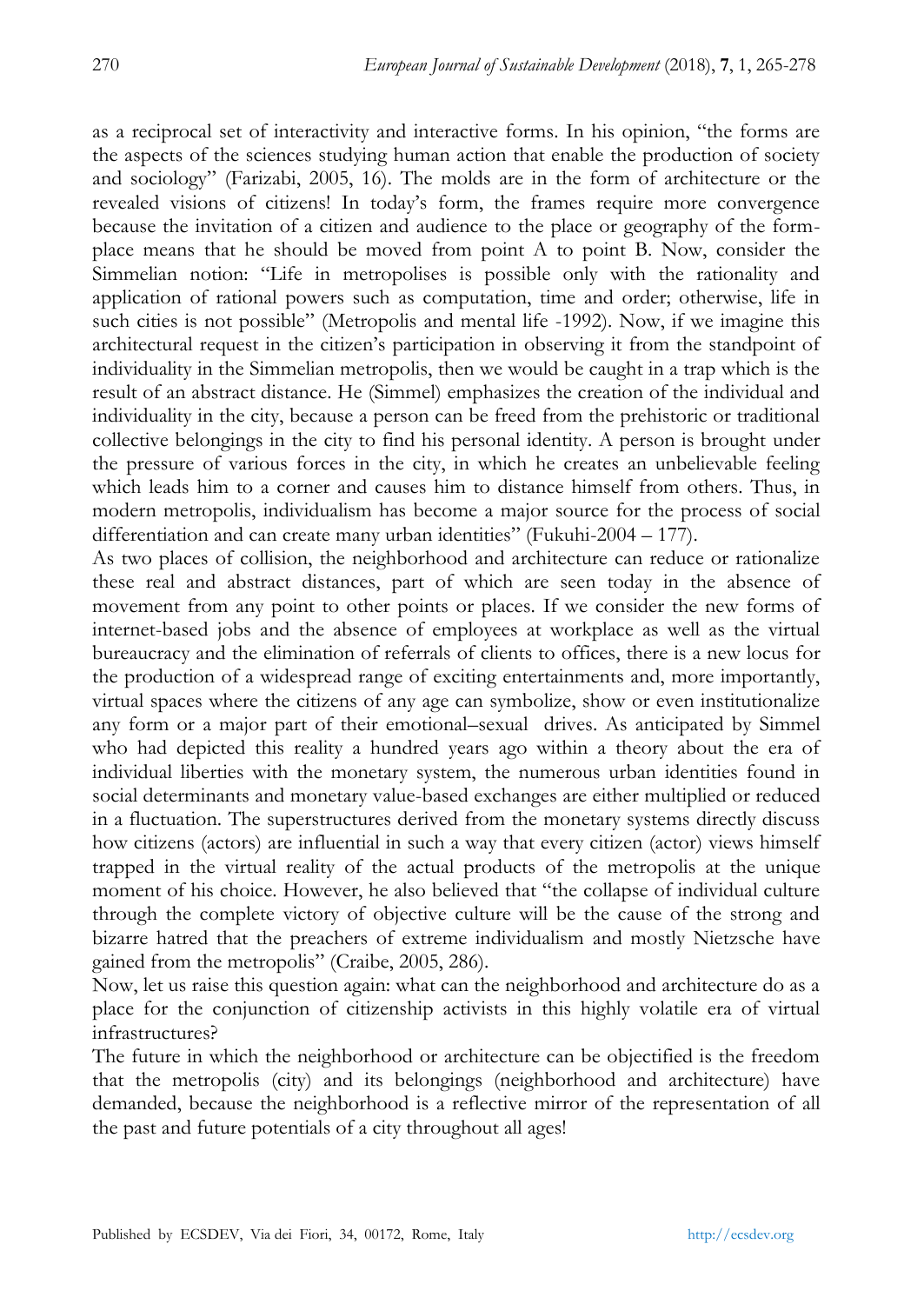as a reciprocal set of interactivity and interactive forms. In his opinion, "the forms are the aspects of the sciences studying human action that enable the production of society and sociology" (Farizabi, 2005, 16). The molds are in the form of architecture or the revealed visions of citizens! In today's form, the frames require more convergence because the invitation of a citizen and audience to the place or geography of the form-place means that he should be moved from point A to point B. Now, consider the Simmelian notion: "Life in metropolises is possible only with the rationality and application of rational powers such as computation, time and order; otherwise, life in such cities is not possible" (Metropolis and mental life -1992). Now, if we imagine this architectural request in the citizen's participation in observing it from the standpoint of individuality in the Simmelian metropolis, then we would be caught in a trap which is the result of an abstract distance. He (Simmel) emphasizes the creation of the individual and individuality in the city, because a person can be freed from the prehistoric or traditional collective belongings in the city to find his personal identity. A person is brought under the pressure of various forces in the city, in which he creates an unbelievable feeling which leads him to a corner and causes him to distance himself from others. Thus, in modern metropolis, individualism has become a major source for the process of social differentiation and can create many urban identities" (Fukuhi-2004 – 177).

As two places of collision, the neighborhood and architecture can reduce or rationalize these real and abstract distances, part of which are seen today in the absence of movement from any point to other points or places. If we consider the new forms of internet-based jobs and the absence of employees at workplace as well as the virtual bureaucracy and the elimination of referrals of clients to offices, there is a new locus for the production of a widespread range of exciting entertainments and, more importantly, virtual spaces where the citizens of any age can symbolize, show or even institutionalize any form or a major part of their emotional–sexual drives. As anticipated by Simmel who had depicted this reality a hundred years ago within a theory about the era of individual liberties with the monetary system, the numerous urban identities found in social determinants and monetary value-based exchanges are either multiplied or reduced in a fluctuation. The superstructures derived from the monetary systems directly discuss how citizens (actors) are influential in such a way that every citizen (actor) views himself trapped in the virtual reality of the actual products of the metropolis at the unique moment of his choice. However, he also believed that "the collapse of individual culture through the complete victory of objective culture will be the cause of the strong and bizarre hatred that the preachers of extreme individualism and mostly Nietzsche have gained from the metropolis" (Craibe, 2005, 286).

Now, let us raise this question again: what can the neighborhood and architecture do as a place for the conjunction of citizenship activists in this highly volatile era of virtual infrastructures?

The future in which the neighborhood or architecture can be objectified is the freedom that the metropolis (city) and its belongings (neighborhood and architecture) have demanded, because the neighborhood is a reflective mirror of the representation of all the past and future potentials of a city throughout all ages!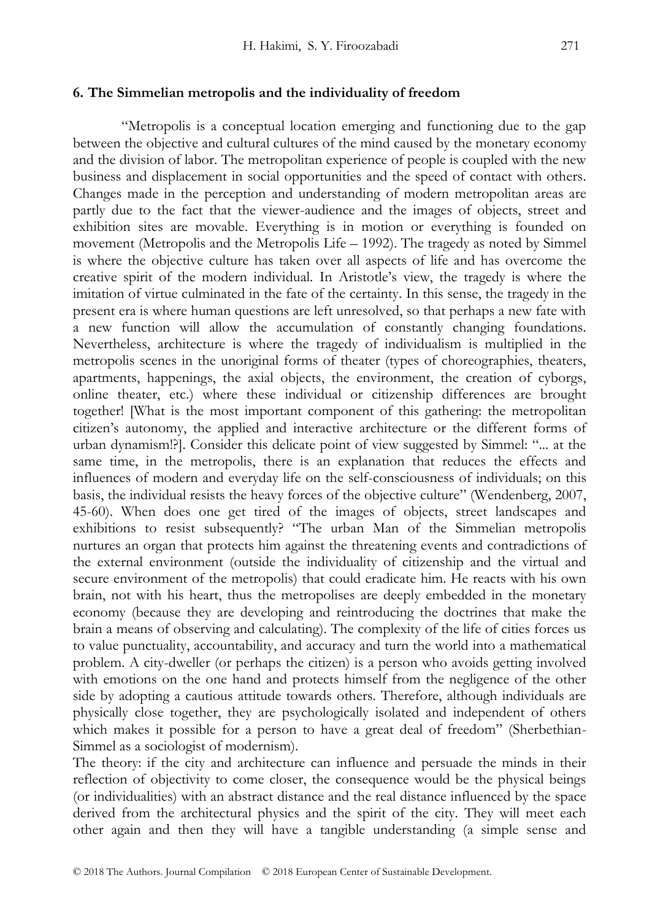## 6. The Simmelian metropolis and the individuality of freedom

"Metropolis is a conceptual location emerging and functioning due to the gap between the objective and cultural cultures of the mind caused by the monetary economy and the division of labor. The metropolitan experience of people is coupled with the new business and displacement in social opportunities and the speed of contact with others. Changes made in the perception and understanding of modern metropolitan areas are partly due to the fact that the viewer-audience and the images of objects, street and exhibition sites are movable. Everything is in motion or everything is founded on movement (Metropolis and the Metropolis Life – 1992). The tragedy as noted by Simmel is where the objective culture has taken over all aspects of life and has overcome the creative spirit of the modern individual. In Aristotle's view, the tragedy is where the imitation of virtue culminated in the fate of the certainty. In this sense, the tragedy in the present era is where human questions are left unresolved, so that perhaps a new fate with a new function will allow the accumulation of constantly changing foundations. Nevertheless, architecture is where the tragedy of individualism is multiplied in the metropolis scenes in the unoriginal forms of theater (types of choreographies, theaters, apartments, happenings, the axial objects, the environment, the creation of cyborgs, online theater, etc.) where these individual or citizenship differences are brought together! [What is the most important component of this gathering: the metropolitan citizen's autonomy, the applied and interactive architecture or the different forms of urban dynamism!?]. Consider this delicate point of view suggested by Simmel: "... at the same time, in the metropolis, there is an explanation that reduces the effects and influences of modern and everyday life on the self-consciousness of individuals; on this basis, the individual resists the heavy forces of the objective culture" (Wendenberg, 2007, 45-60). When does one get tired of the images of objects, street landscapes and exhibitions to resist subsequently? "The urban Man of the Simmelian metropolis nurtures an organ that protects him against the threatening events and contradictions of the external environment (outside the individuality of citizenship and the virtual and secure environment of the metropolis) that could eradicate him. He reacts with his own brain, not with his heart, thus the metropolises are deeply embedded in the monetary economy (because they are developing and reintroducing the doctrines that make the brain a means of observing and calculating). The complexity of the life of cities forces us to value punctuality, accountability, and accuracy and turn the world into a mathematical problem. A city-dweller (or perhaps the citizen) is a person who avoids getting involved with emotions on the one hand and protects himself from the negligence of the other side by adopting a cautious attitude towards others. Therefore, although individuals are physically close together, they are psychologically isolated and independent of others which makes it possible for a person to have a great deal of freedom" (Sherbethian-Simmel as a sociologist of modernism).

The theory: if the city and architecture can influence and persuade the minds in their reflection of objectivity to come closer, the consequence would be the physical beings (or individualities) with an abstract distance and the real distance influenced by the space derived from the architectural physics and the spirit of the city. They will meet each other again and then they will have a tangible understanding (a simple sense and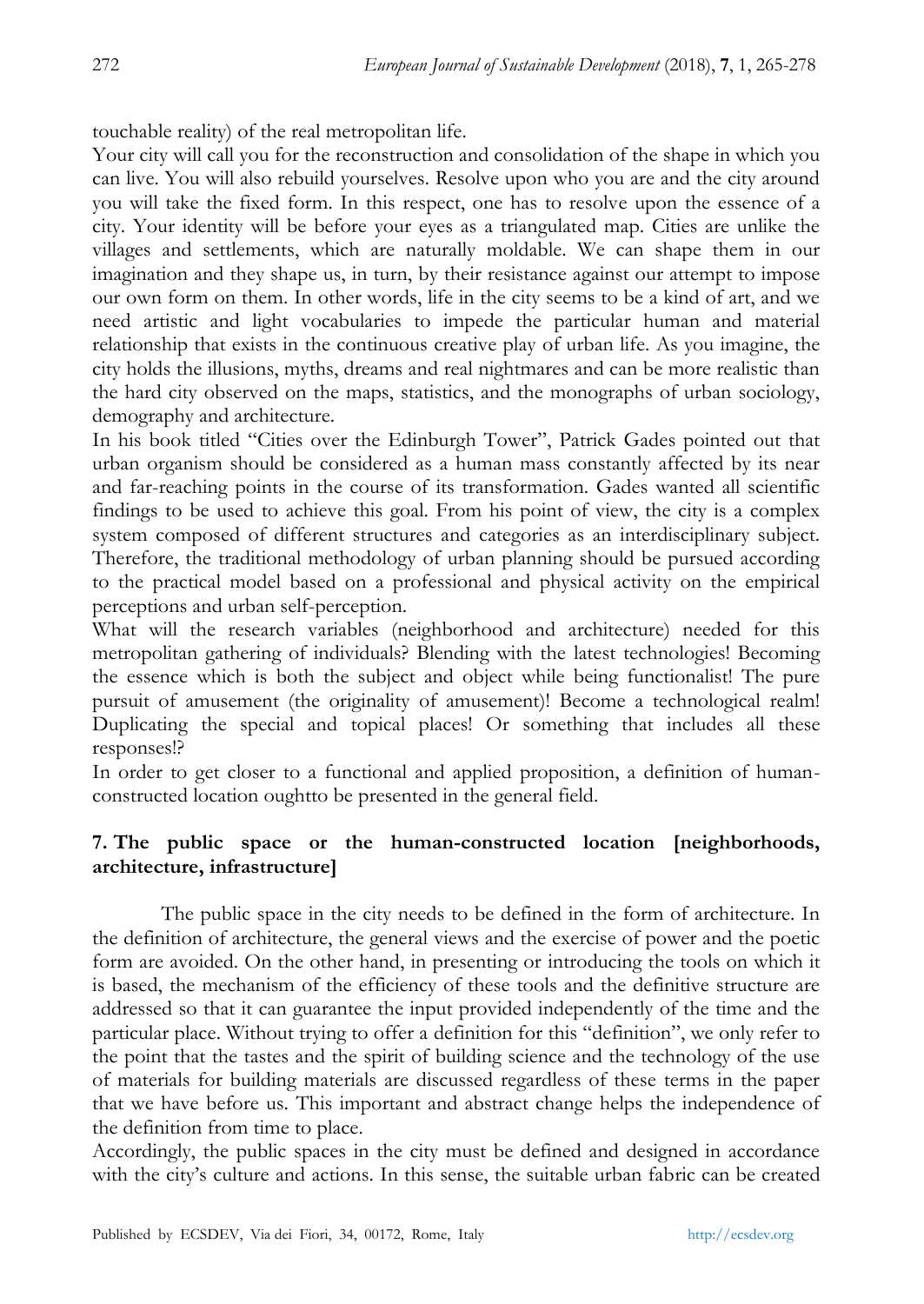touchable reality) of the real metropolitan life.

Your city will call you for the reconstruction and consolidation of the shape in which you can live. You will also rebuild yourselves. Resolve upon who you are and the city around you will take the fixed form. In this respect, one has to resolve upon the essence of a city. Your identity will be before your eyes as a triangulated map. Cities are unlike the villages and settlements, which are naturally moldable. We can shape them in our imagination and they shape us, in turn, by their resistance against our attempt to impose our own form on them. In other words, life in the city seems to be a kind of art, and we need artistic and light vocabularies to impede the particular human and material relationship that exists in the continuous creative play of urban life. As you imagine, the city holds the illusions, myths, dreams and real nightmares and can be more realistic than the hard city observed on the maps, statistics, and the monographs of urban sociology, demography and architecture.

In his book titled "Cities over the Edinburgh Tower", Patrick Gades pointed out that urban organism should be considered as a human mass constantly affected by its near and far-reaching points in the course of its transformation. Gades wanted all scientific findings to be used to achieve this goal. From his point of view, the city is a complex system composed of different structures and categories as an interdisciplinary subject. Therefore, the traditional methodology of urban planning should be pursued according to the practical model based on a professional and physical activity on the empirical perceptions and urban self-perception.

What will the research variables (neighborhood and architecture) needed for this metropolitan gathering of individuals? Blending with the latest technologies! Becoming the essence which is both the subject and object while being functionalist! The pure pursuit of amusement (the originality of amusement)! Become a technological realm! Duplicating the special and topical places! Or something that includes all these responses!?

In order to get closer to a functional and applied proposition, a definition of human-constructed location oughtto be presented in the general field.

## 7. The public space or the human-constructed location [neighborhoods, architecture, infrastructure]

The public space in the city needs to be defined in the form of architecture. In the definition of architecture, the general views and the exercise of power and the poetic form are avoided. On the other hand, in presenting or introducing the tools on which it is based, the mechanism of the efficiency of these tools and the definitive structure are addressed so that it can guarantee the input provided independently of the time and the particular place. Without trying to offer a definition for this "definition", we only refer to the point that the tastes and the spirit of building science and the technology of the use of materials for building materials are discussed regardless of these terms in the paper that we have before us. This important and abstract change helps the independence of the definition from time to place.

Accordingly, the public spaces in the city must be defined and designed in accordance with the city's culture and actions. In this sense, the suitable urban fabric can be created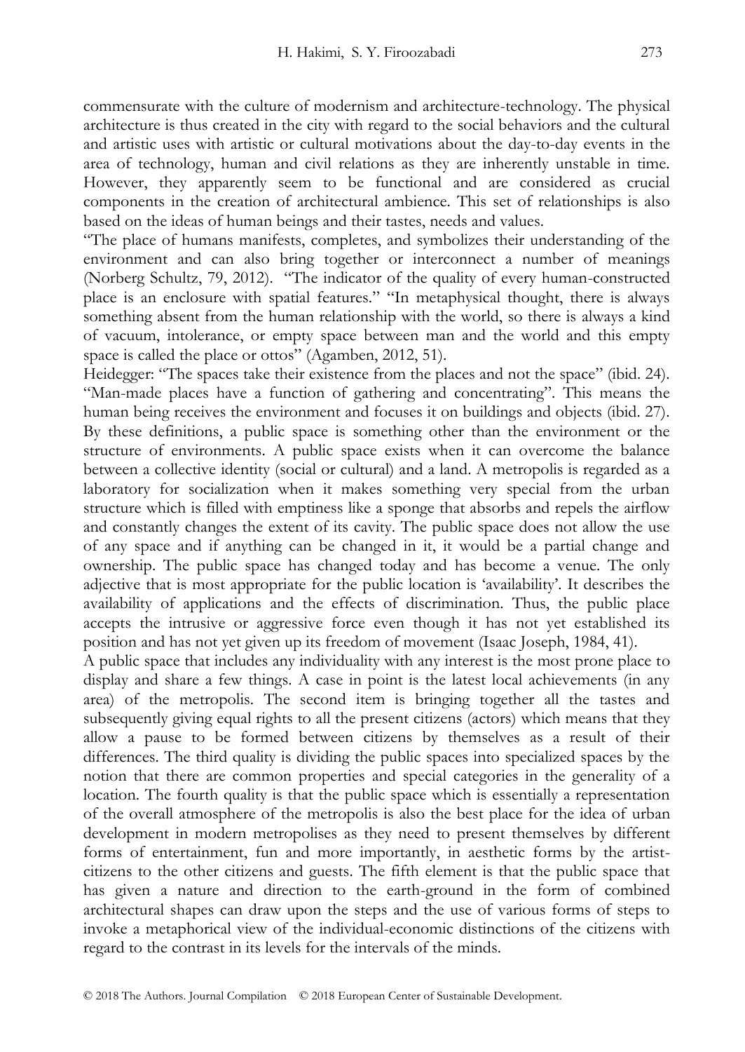commensurate with the culture of modernism and architecture-technology. The physical architecture is thus created in the city with regard to the social behaviors and the cultural and artistic uses with artistic or cultural motivations about the day-to-day events in the area of technology, human and civil relations as they are inherently unstable in time. However, they apparently seem to be functional and are considered as crucial components in the creation of architectural ambience. This set of relationships is also based on the ideas of human beings and their tastes, needs and values.

"The place of humans manifests, completes, and symbolizes their understanding of the environment and can also bring together or interconnect a number of meanings (Norberg Schultz, 79, 2012). "The indicator of the quality of every human-constructed place is an enclosure with spatial features." "In metaphysical thought, there is always something absent from the human relationship with the world, so there is always a kind of vacuum, intolerance, or empty space between man and the world and this empty space is called the place or ottos" (Agamben, 2012, 51).

Heidegger: "The spaces take their existence from the places and not the space" (ibid. 24). "Man-made places have a function of gathering and concentrating". This means the human being receives the environment and focuses it on buildings and objects (ibid. 27). By these definitions, a public space is something other than the environment or the structure of environments. A public space exists when it can overcome the balance between a collective identity (social or cultural) and a land. A metropolis is regarded as a laboratory for socialization when it makes something very special from the urban structure which is filled with emptiness like a sponge that absorbs and repels the airflow and constantly changes the extent of its cavity. The public space does not allow the use of any space and if anything can be changed in it, it would be a partial change and ownership. The public space has changed today and has become a venue. The only adjective that is most appropriate for the public location is 'availability'. It describes the availability of applications and the effects of discrimination. Thus, the public place accepts the intrusive or aggressive force even though it has not yet established its position and has not yet given up its freedom of movement (Isaac Joseph, 1984, 41).

A public space that includes any individuality with any interest is the most prone place to display and share a few things. A case in point is the latest local achievements (in any area) of the metropolis. The second item is bringing together all the tastes and subsequently giving equal rights to all the present citizens (actors) which means that they allow a pause to be formed between citizens by themselves as a result of their differences. The third quality is dividing the public spaces into specialized spaces by the notion that there are common properties and special categories in the generality of a location. The fourth quality is that the public space which is essentially a representation of the overall atmosphere of the metropolis is also the best place for the idea of urban development in modern metropolises as they need to present themselves by different forms of entertainment, fun and more importantly, in aesthetic forms by the artist-citizens to the other citizens and guests. The fifth element is that the public space that has given a nature and direction to the earth-ground in the form of combined architectural shapes can draw upon the steps and the use of various forms of steps to invoke a metaphorical view of the individual-economic distinctions of the citizens with regard to the contrast in its levels for the intervals of the minds.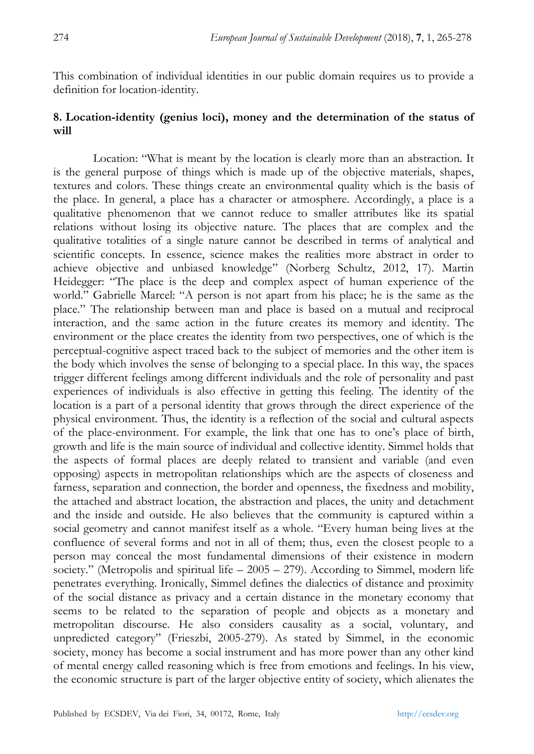This combination of individual identities in our public domain requires us to provide a definition for location-identity.

## 8. Location-identity (genius loci), money and the determination of the status of will

Location: "What is meant by the location is clearly more than an abstraction. It is the general purpose of things which is made up of the objective materials, shapes, textures and colors. These things create an environmental quality which is the basis of the place. In general, a place has a character or atmosphere. Accordingly, a place is a qualitative phenomenon that we cannot reduce to smaller attributes like its spatial relations without losing its objective nature. The places that are complex and the qualitative totalities of a single nature cannot be described in terms of analytical and scientific concepts. In essence, science makes the realities more abstract in order to achieve objective and unbiased knowledge" (Norberg Schultz, 2012, 17). Martin Heidegger: "The place is the deep and complex aspect of human experience of the world." Gabrielle Marcel: "A person is not apart from his place; he is the same as the place." The relationship between man and place is based on a mutual and reciprocal interaction, and the same action in the future creates its memory and identity. The environment or the place creates the identity from two perspectives, one of which is the perceptual-cognitive aspect traced back to the subject of memories and the other item is the body which involves the sense of belonging to a special place. In this way, the spaces trigger different feelings among different individuals and the role of personality and past experiences of individuals is also effective in getting this feeling. The identity of the location is a part of a personal identity that grows through the direct experience of the physical environment. Thus, the identity is a reflection of the social and cultural aspects of the place-environment. For example, the link that one has to one's place of birth, growth and life is the main source of individual and collective identity. Simmel holds that the aspects of formal places are deeply related to transient and variable (and even opposing) aspects in metropolitan relationships which are the aspects of closeness and farness, separation and connection, the border and openness, the fixedness and mobility, the attached and abstract location, the abstraction and places, the unity and detachment and the inside and outside. He also believes that the community is captured within a social geometry and cannot manifest itself as a whole. "Every human being lives at the confluence of several forms and not in all of them; thus, even the closest people to a person may conceal the most fundamental dimensions of their existence in modern society." (Metropolis and spiritual life – 2005 – 279). According to Simmel, modern life penetrates everything. Ironically, Simmel defines the dialectics of distance and proximity of the social distance as privacy and a certain distance in the monetary economy that seems to be related to the separation of people and objects as a monetary and metropolitan discourse. He also considers causality as a social, voluntary, and unpredicted category" (Frieszbi, 2005-279). As stated by Simmel, in the economic society, money has become a social instrument and has more power than any other kind of mental energy called reasoning which is free from emotions and feelings. In his view, the economic structure is part of the larger objective entity of society, which alienates the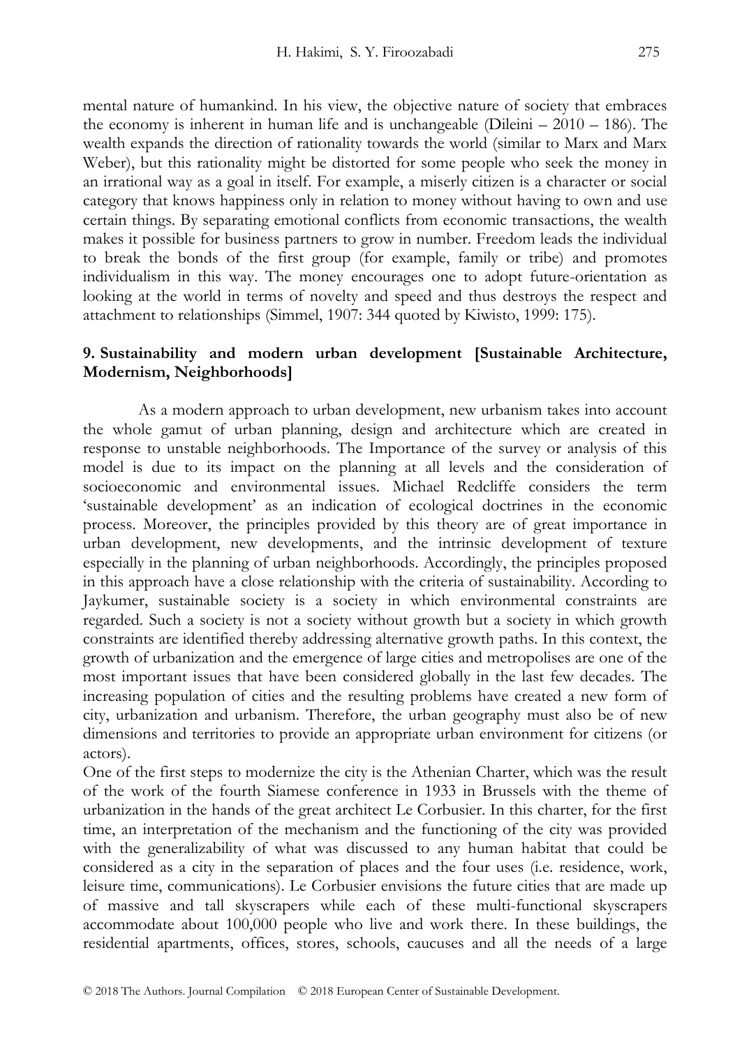mental nature of humankind. In his view, the objective nature of society that embraces the economy is inherent in human life and is unchangeable (Dileini – 2010 – 186). The wealth expands the direction of rationality towards the world (similar to Marx and Marx Weber), but this rationality might be distorted for some people who seek the money in an irrational way as a goal in itself. For example, a miserly citizen is a character or social category that knows happiness only in relation to money without having to own and use certain things. By separating emotional conflicts from economic transactions, the wealth makes it possible for business partners to grow in number. Freedom leads the individual to break the bonds of the first group (for example, family or tribe) and promotes individualism in this way. The money encourages one to adopt future-orientation as looking at the world in terms of novelty and speed and thus destroys the respect and attachment to relationships (Simmel, 1907: 344 quoted by Kiwisto, 1999: 175).

## 9. Sustainability and modern urban development [Sustainable Architecture, Modernism, Neighborhoods]

As a modern approach to urban development, new urbanism takes into account the whole gamut of urban planning, design and architecture which are created in response to unstable neighborhoods. The Importance of the survey or analysis of this model is due to its impact on the planning at all levels and the consideration of socioeconomic and environmental issues. Michael Redcliffe considers the term 'sustainable development' as an indication of ecological doctrines in the economic process. Moreover, the principles provided by this theory are of great importance in urban development, new developments, and the intrinsic development of texture especially in the planning of urban neighborhoods. Accordingly, the principles proposed in this approach have a close relationship with the criteria of sustainability. According to Jaykumer, sustainable society is a society in which environmental constraints are regarded. Such a society is not a society without growth but a society in which growth constraints are identified thereby addressing alternative growth paths. In this context, the growth of urbanization and the emergence of large cities and metropolises are one of the most important issues that have been considered globally in the last few decades. The increasing population of cities and the resulting problems have created a new form of city, urbanization and urbanism. Therefore, the urban geography must also be of new dimensions and territories to provide an appropriate urban environment for citizens (or actors).

One of the first steps to modernize the city is the Athenian Charter, which was the result of the work of the fourth Siamese conference in 1933 in Brussels with the theme of urbanization in the hands of the great architect Le Corbusier. In this charter, for the first time, an interpretation of the mechanism and the functioning of the city was provided with the generalizability of what was discussed to any human habitat that could be considered as a city in the separation of places and the four uses (i.e. residence, work, leisure time, communications). Le Corbusier envisions the future cities that are made up of massive and tall skyscrapers while each of these multi-functional skyscrapers accommodate about 100,000 people who live and work there. In these buildings, the residential apartments, offices, stores, schools, caucuses and all the needs of a large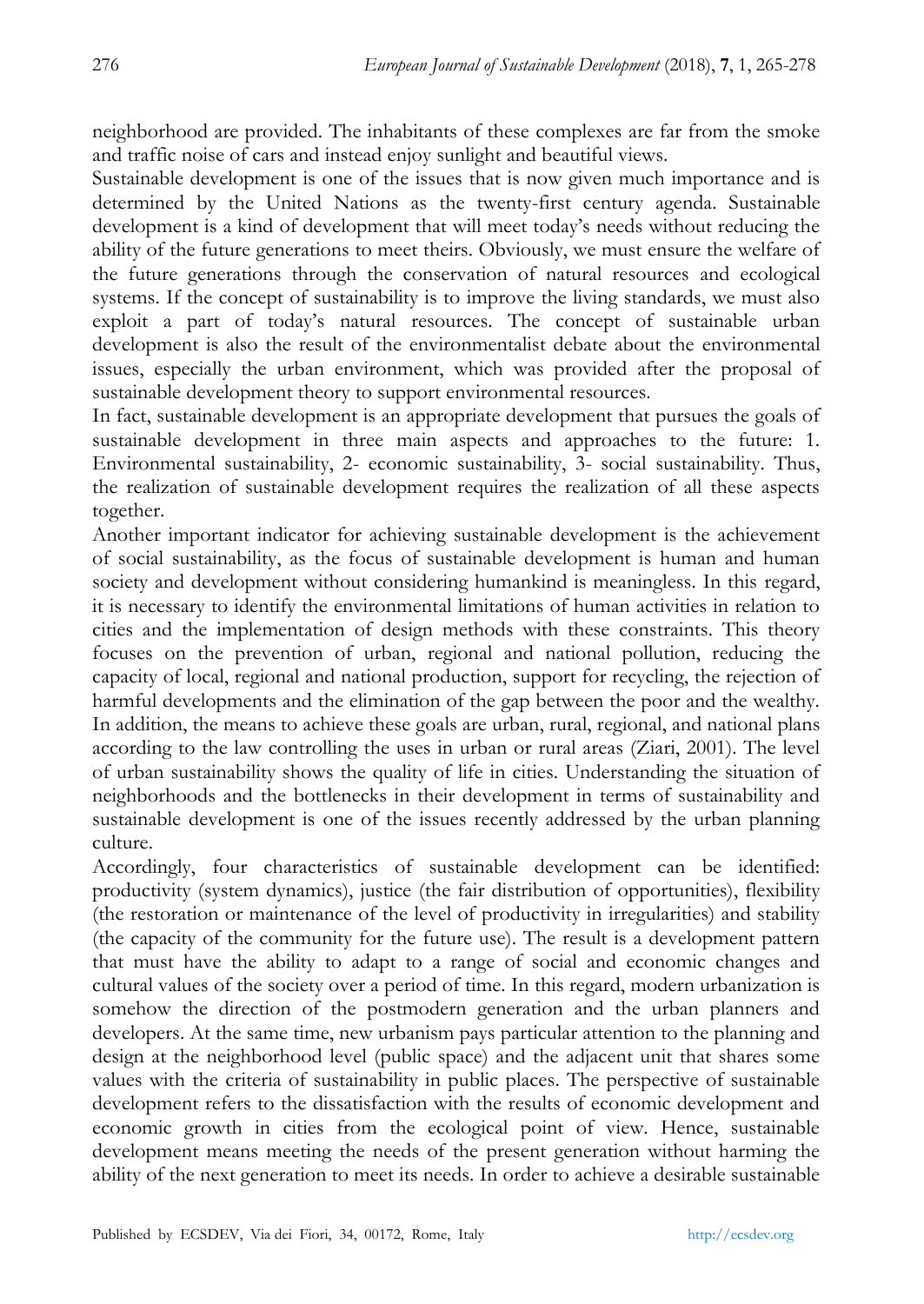neighborhood are provided. The inhabitants of these complexes are far from the smoke and traffic noise of cars and instead enjoy sunlight and beautiful views.

Sustainable development is one of the issues that is now given much importance and is determined by the United Nations as the twenty-first century agenda. Sustainable development is a kind of development that will meet today's needs without reducing the ability of the future generations to meet theirs. Obviously, we must ensure the welfare of the future generations through the conservation of natural resources and ecological systems. If the concept of sustainability is to improve the living standards, we must also exploit a part of today's natural resources. The concept of sustainable urban development is also the result of the environmentalist debate about the environmental issues, especially the urban environment, which was provided after the proposal of sustainable development theory to support environmental resources.

In fact, sustainable development is an appropriate development that pursues the goals of sustainable development in three main aspects and approaches to the future: 1. Environmental sustainability, 2- economic sustainability, 3- social sustainability. Thus, the realization of sustainable development requires the realization of all these aspects together.

Another important indicator for achieving sustainable development is the achievement of social sustainability, as the focus of sustainable development is human and human society and development without considering humankind is meaningless. In this regard, it is necessary to identify the environmental limitations of human activities in relation to cities and the implementation of design methods with these constraints. This theory focuses on the prevention of urban, regional and national pollution, reducing the capacity of local, regional and national production, support for recycling, the rejection of harmful developments and the elimination of the gap between the poor and the wealthy. In addition, the means to achieve these goals are urban, rural, regional, and national plans according to the law controlling the uses in urban or rural areas (Ziari, 2001). The level of urban sustainability shows the quality of life in cities. Understanding the situation of neighborhoods and the bottlenecks in their development in terms of sustainability and sustainable development is one of the issues recently addressed by the urban planning culture.

Accordingly, four characteristics of sustainable development can be identified: productivity (system dynamics), justice (the fair distribution of opportunities), flexibility (the restoration or maintenance of the level of productivity in irregularities) and stability (the capacity of the community for the future use). The result is a development pattern that must have the ability to adapt to a range of social and economic changes and cultural values of the society over a period of time. In this regard, modern urbanization is somehow the direction of the postmodern generation and the urban planners and developers. At the same time, new urbanism pays particular attention to the planning and design at the neighborhood level (public space) and the adjacent unit that shares some values with the criteria of sustainability in public places. The perspective of sustainable development refers to the dissatisfaction with the results of economic development and economic growth in cities from the ecological point of view. Hence, sustainable development means meeting the needs of the present generation without harming the ability of the next generation to meet its needs. In order to achieve a desirable sustainable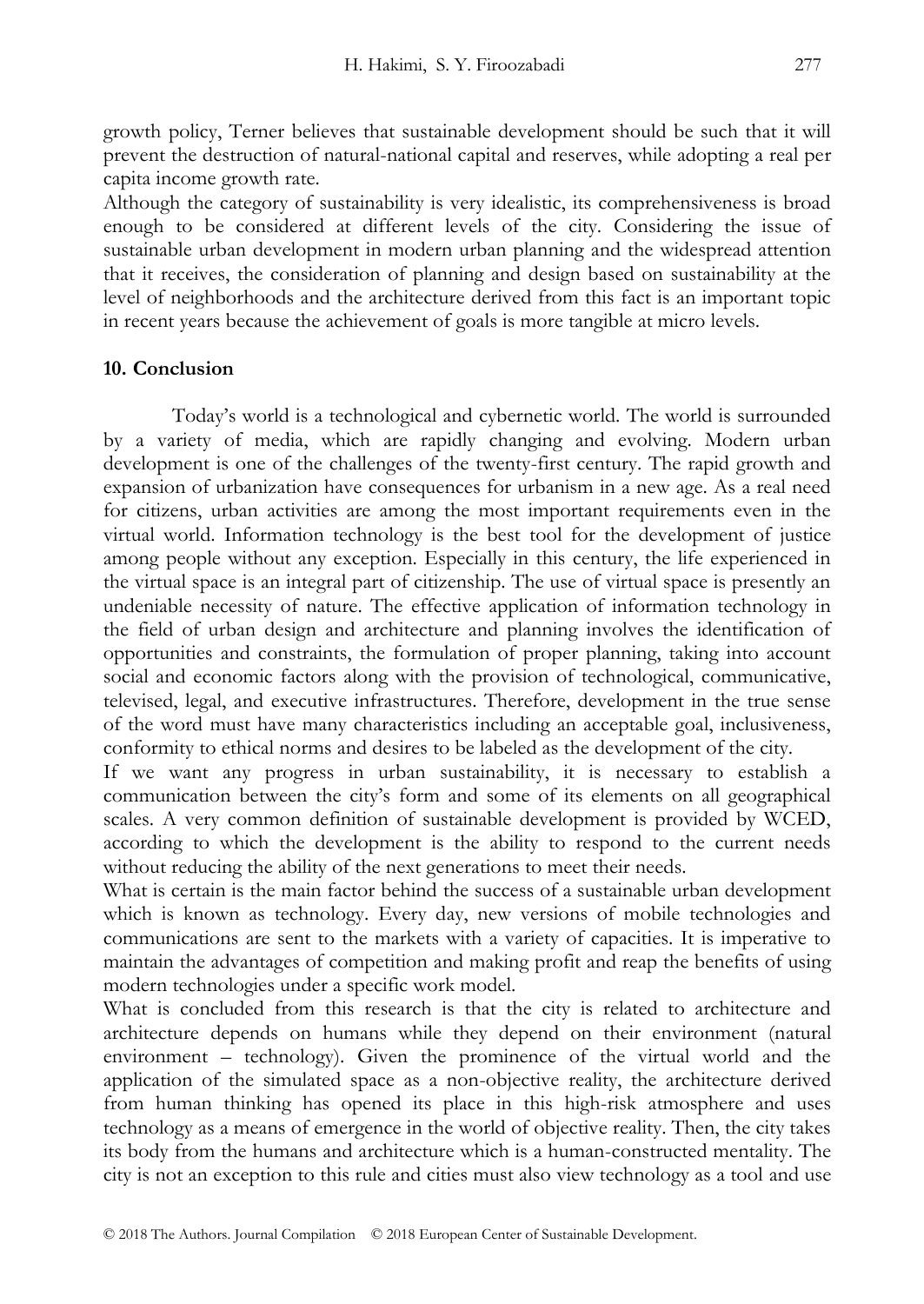growth policy, Terner believes that sustainable development should be such that it will prevent the destruction of natural-national capital and reserves, while adopting a real per capita income growth rate.

Although the category of sustainability is very idealistic, its comprehensiveness is broad enough to be considered at different levels of the city. Considering the issue of sustainable urban development in modern urban planning and the widespread attention that it receives, the consideration of planning and design based on sustainability at the level of neighborhoods and the architecture derived from this fact is an important topic in recent years because the achievement of goals is more tangible at micro levels.

## 10. Conclusion

Today's world is a technological and cybernetic world. The world is surrounded by a variety of media, which are rapidly changing and evolving. Modern urban development is one of the challenges of the twenty-first century. The rapid growth and expansion of urbanization have consequences for urbanism in a new age. As a real need for citizens, urban activities are among the most important requirements even in the virtual world. Information technology is the best tool for the development of justice among people without any exception. Especially in this century, the life experienced in the virtual space is an integral part of citizenship. The use of virtual space is presently an undeniable necessity of nature. The effective application of information technology in the field of urban design and architecture and planning involves the identification of opportunities and constraints, the formulation of proper planning, taking into account social and economic factors along with the provision of technological, communicative, televised, legal, and executive infrastructures. Therefore, development in the true sense of the word must have many characteristics including an acceptable goal, inclusiveness, conformity to ethical norms and desires to be labeled as the development of the city.

If we want any progress in urban sustainability, it is necessary to establish a communication between the city's form and some of its elements on all geographical scales. A very common definition of sustainable development is provided by WCED, according to which the development is the ability to respond to the current needs without reducing the ability of the next generations to meet their needs.

What is certain is the main factor behind the success of a sustainable urban development which is known as technology. Every day, new versions of mobile technologies and communications are sent to the markets with a variety of capacities. It is imperative to maintain the advantages of competition and making profit and reap the benefits of using modern technologies under a specific work model.

What is concluded from this research is that the city is related to architecture and architecture depends on humans while they depend on their environment (natural environment – technology). Given the prominence of the virtual world and the application of the simulated space as a non-objective reality, the architecture derived from human thinking has opened its place in this high-risk atmosphere and uses technology as a means of emergence in the world of objective reality. Then, the city takes its body from the humans and architecture which is a human-constructed mentality. The city is not an exception to this rule and cities must also view technology as a tool and use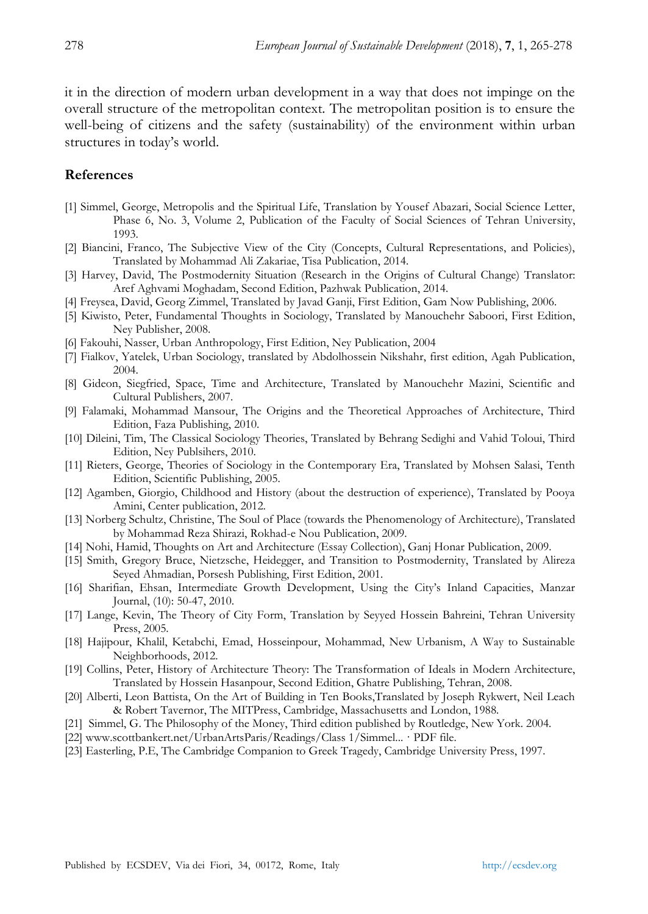it in the direction of modern urban development in a way that does not impinge on the overall structure of the metropolitan context. The metropolitan position is to ensure the well-being of citizens and the safety (sustainability) of the environment within urban structures in today's world.

## References

[1] Simmel, George, Metropolis and the Spiritual Life, Translation by Yousef Abazari, Social Science Letter, Phase 6, No. 3, Volume 2, Publication of the Faculty of Social Sciences of Tehran University, 1993.

[2] Biancini, Franco, The Subjective View of the City (Concepts, Cultural Representations, and Policies), Translated by Mohammad Ali Zakariae, Tisa Publication, 2014.

[3] Harvey, David, The Postmodernity Situation (Research in the Origins of Cultural Change) Translator: Aref Aghvami Moghadam, Second Edition, Pazhwak Publication, 2014.

[4] Freysea, David, Georg Zimmel, Translated by Javad Ganji, First Edition, Gam Now Publishing, 2006.

[5] Kiwisto, Peter, Fundamental Thoughts in Sociology, Translated by Manouchehr Saboori, First Edition, Ney Publisher, 2008.

[6] Fakouhi, Nasser, Urban Anthropology, First Edition, Ney Publication, 2004

[7] Fialkov, Yatelek, Urban Sociology, translated by Abdolhossein Nikshahr, first edition, Agah Publication, 2004.

[8] Gideon, Siegfried, Space, Time and Architecture, Translated by Manouchehr Mazini, Scientific and Cultural Publishers, 2007.

[9] Falamaki, Mohammad Mansour, The Origins and the Theoretical Approaches of Architecture, Third Edition, Faza Publishing, 2010.

[10] Dileini, Tim, The Classical Sociology Theories, Translated by Behrang Sedighi and Vahid Toloui, Third Edition, Ney Publsihers, 2010.

[11] Rieters, George, Theories of Sociology in the Contemporary Era, Translated by Mohsen Salasi, Tenth Edition, Scientific Publishing, 2005.

[12] Agamben, Giorgio, Childhood and History (about the destruction of experience), Translated by Pooya Amini, Center publication, 2012.

[13] Norberg Schultz, Christine, The Soul of Place (towards the Phenomenology of Architecture), Translated by Mohammad Reza Shirazi, Rokhad-e Nou Publication, 2009.

[14] Nohi, Hamid, Thoughts on Art and Architecture (Essay Collection), Ganj Honar Publication, 2009.

[15] Smith, Gregory Bruce, Nietzsche, Heidegger, and Transition to Postmodernity, Translated by Alireza Seyed Ahmadian, Porsesh Publishing, First Edition, 2001.

[16] Sharifian, Ehsan, Intermediate Growth Development, Using the City's Inland Capacities, Manzar Journal, (10): 50-47, 2010.

[17] Lange, Kevin, The Theory of City Form, Translation by Seyyed Hossein Bahreini, Tehran University Press, 2005.

[18] Hajipour, Khalil, Ketabchi, Emad, Hosseinpour, Mohammad, New Urbanism, A Way to Sustainable Neighborhoods, 2012.

[19] Collins, Peter, History of Architecture Theory: The Transformation of Ideals in Modern Architecture, Translated by Hossein Hasanpour, Second Edition, Ghatre Publishing, Tehran, 2008.

[20] Alberti, Leon Battista, On the Art of Building in Ten Books,Translated by Joseph Rykwert, Neil Leach & Robert Tavernor, The MITPress, Cambridge, Massachusetts and London, 1988.

[21] Simmel, G. The Philosophy of the Money, Third edition published by Routledge, New York. 2004.

[22] www.scottbankert.net/UrbanArtsParis/Readings/Class 1/Simmel... · PDF file.

[23] Easterling, P.E, The Cambridge Companion to Greek Tragedy, Cambridge University Press, 1997.